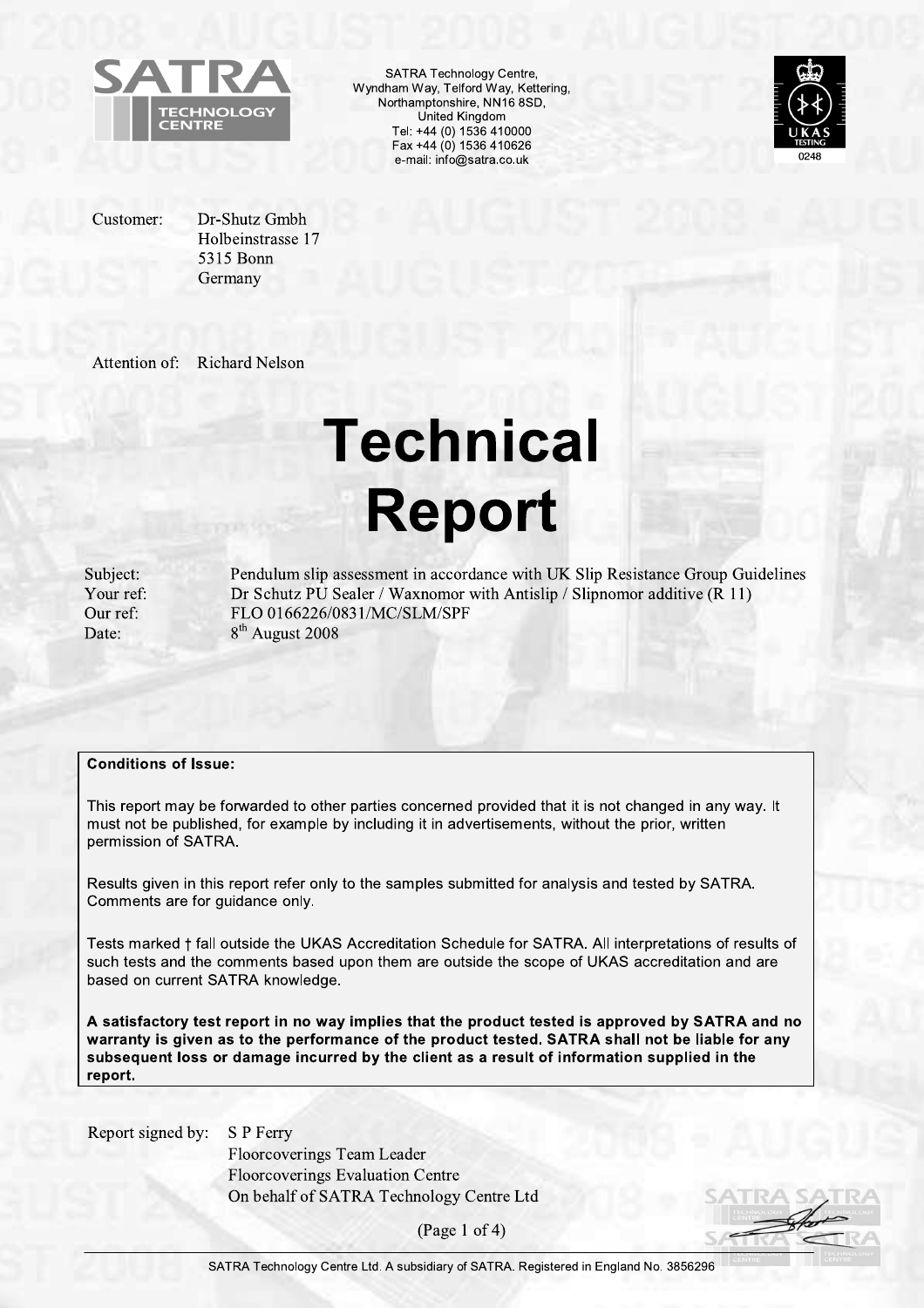SATRA Technology Centre,
Wyndham Way, Telford Way, Kettering,
Northamptonshire, NN16 8SD,
United Kingdom
Tel: +44 (0) 1536 410000
Fax +44 (0) 1536 410626
e-mail: info@satra.co.uk

Customer: Dr-Shutz Gmbh
Holbeinstrasse 17
5315 Bonn
Germany

Attention of: Richard Nelson

# Technical Report

| | |
|---|---|
| Subject: | Pendulum slip assessment in accordance with UK Slip Resistance Group Guidelines |
| Your ref: | Dr Schutz PU Sealer / Waxnomor with Antislip / Slipnomor additive (R 11) |
| Our ref: | FLO 0166226/0831/MC/SLM/SPF |
| Date: | 8th August 2008 |

**Conditions of Issue:**

This report may be forwarded to other parties concerned provided that it is not changed in any way. It must not be published, for example by including it in advertisements, without the prior, written permission of SATRA.

Results given in this report refer only to the samples submitted for analysis and tested by SATRA. Comments are for guidance only.

Tests marked † fall outside the UKAS Accreditation Schedule for SATRA. All interpretations of results of such tests and the comments based upon them are outside the scope of UKAS accreditation and are based on current SATRA knowledge.

**A satisfactory test report in no way implies that the product tested is approved by SATRA and no warranty is given as to the performance of the product tested. SATRA shall not be liable for any subsequent loss or damage incurred by the client as a result of information supplied in the report.**

Report signed by: S P Ferry
Floorcoverings Team Leader
Floorcoverings Evaluation Centre
On behalf of SATRA Technology Centre Ltd

SATRA Technology Centre Ltd. A subsidiary of SATRA. Registered in England No. 3856296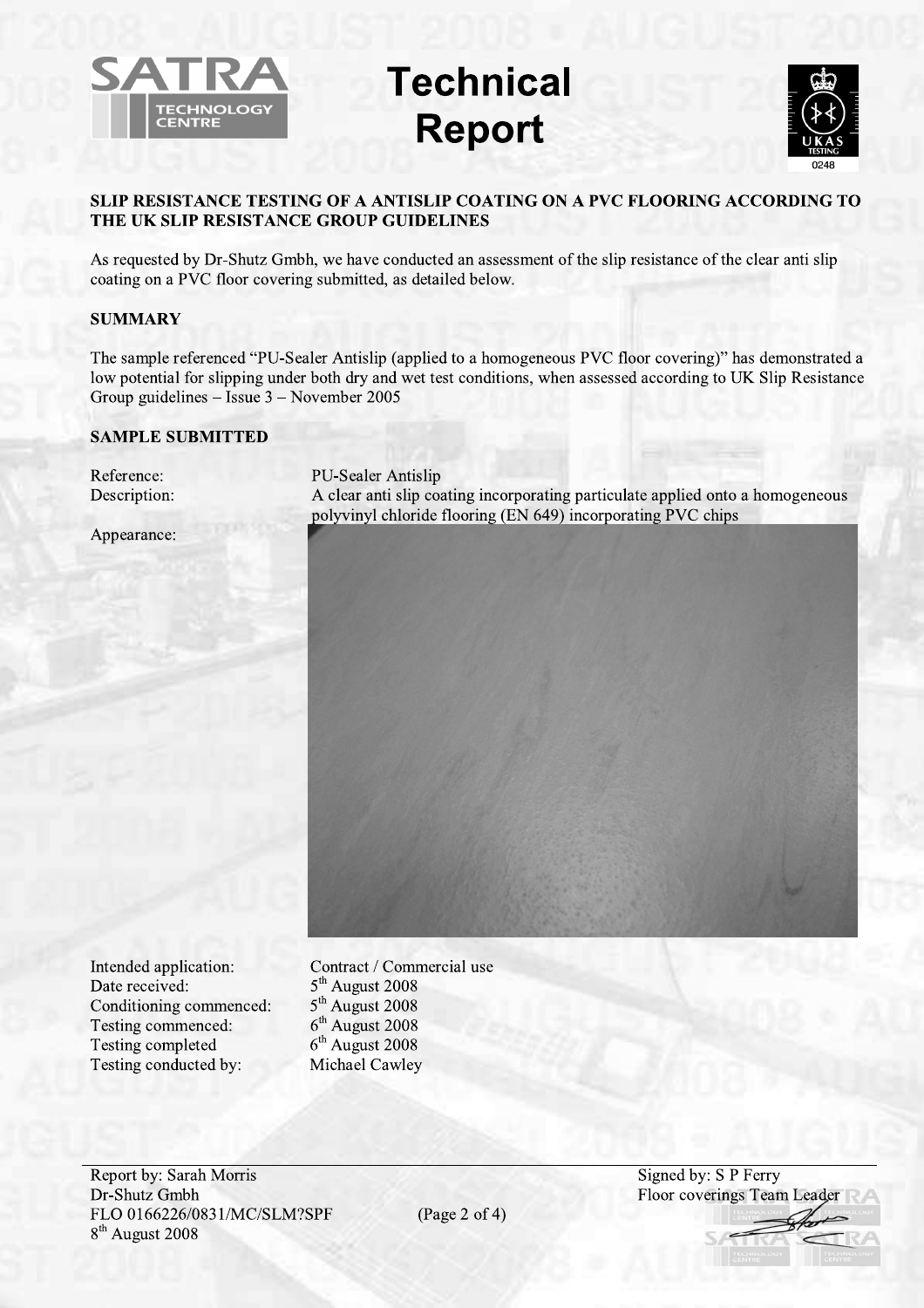# Technical Report

**SLIP RESISTANCE TESTING OF A ANTISLIP COATING ON A PVC FLOORING ACCORDING TO THE UK SLIP RESISTANCE GROUP GUIDELINES**

As requested by Dr-Shutz Gmbh, we have conducted an assessment of the slip resistance of the clear anti slip coating on a PVC floor covering submitted, as detailed below.

**SUMMARY**

The sample referenced "PU-Sealer Antislip (applied to a homogeneous PVC floor covering)" has demonstrated a low potential for slipping under both dry and wet test conditions, when assessed according to UK Slip Resistance Group guidelines – Issue 3 – November 2005

**SAMPLE SUBMITTED**

Reference: PU-Sealer Antislip

Description: A clear anti slip coating incorporating particulate applied onto a homogeneous polyvinyl chloride flooring (EN 649) incorporating PVC chips

Appearance:

Intended application: Contract / Commercial use

Date received: 5th August 2008

Conditioning commenced: 5th August 2008

Testing commenced: 6th August 2008

Testing completed 6th August 2008

Testing conducted by: Michael Cawley

Report by: Sarah Morris
Dr-Shutz Gmbh
FLO 0166226/0831/MC/SLM?SPF
8th August 2008

Signed by: S P Ferry
Floor coverings Team Leader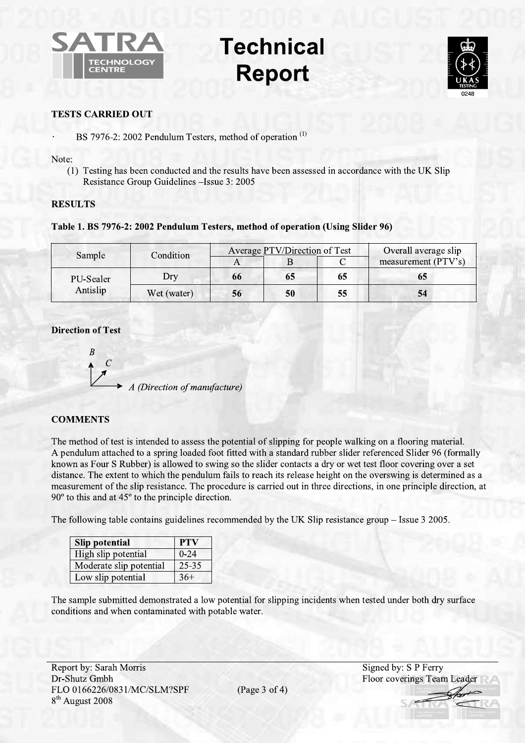## TESTS CARRIED OUT

- BS 7976-2: 2002 Pendulum Testers, method of operation [1]

Note:

(1) Testing has been conducted and the results have been assessed in accordance with the UK Slip Resistance Group Guidelines –Issue 3: 2005

## RESULTS

**Table 1. BS 7976-2: 2002 Pendulum Testers, method of operation (Using Slider 96)**

| Sample | Condition | Average PTV/Direction of Test | | | Overall average slip measurement (PTV's) |
|---|---|---|---|---|---|
| | | A | B | C | |
| PU-Sealer Antislip | Dry | **66** | **65** | **65** | **65** |
| | Wet (water) | **56** | **50** | **55** | **54** |

**Direction of Test**

B, C, *A (Direction of manufacture)*

## COMMENTS

The method of test is intended to assess the potential of slipping for people walking on a flooring material. A pendulum attached to a spring loaded foot fitted with a standard rubber slider referenced Slider 96 (formally known as Four S Rubber) is allowed to swing so the slider contacts a dry or wet test floor covering over a set distance. The extent to which the pendulum fails to reach its release height on the overswing is determined as a measurement of the slip resistance. The procedure is carried out in three directions, in one principle direction, at 90º to this and at 45º to the principle direction.

The following table contains guidelines recommended by the UK Slip resistance group – Issue 3 2005.

| Slip potential | PTV |
|---|---|
| High slip potential | 0-24 |
| Moderate slip potential | 25-35 |
| Low slip potential | 36+ |

The sample submitted demonstrated a low potential for slipping incidents when tested under both dry surface conditions and when contaminated with potable water.

Report by: Sarah Morris
Dr-Shutz Gmbh
FLO 0166226/0831/MC/SLM?SPF
8th August 2008

Signed by: S P Ferry
Floor coverings Team Leader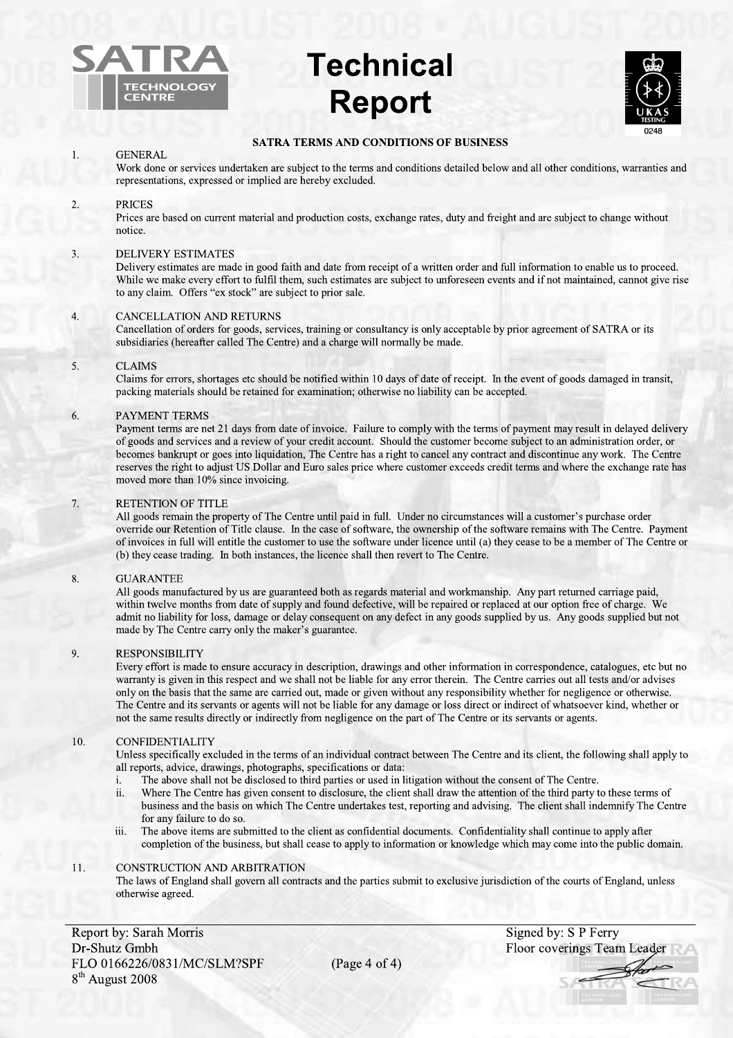# Technical Report

## SATRA TERMS AND CONDITIONS OF BUSINESS

1. GENERAL

   Work done or services undertaken are subject to the terms and conditions detailed below and all other conditions, warranties and representations, expressed or implied are hereby excluded.

2. PRICES

   Prices are based on current material and production costs, exchange rates, duty and freight and are subject to change without notice.

3. DELIVERY ESTIMATES

   Delivery estimates are made in good faith and date from receipt of a written order and full information to enable us to proceed. While we make every effort to fulfil them, such estimates are subject to unforeseen events and if not maintained, cannot give rise to any claim. Offers "ex stock" are subject to prior sale.

4. CANCELLATION AND RETURNS

   Cancellation of orders for goods, services, training or consultancy is only acceptable by prior agreement of SATRA or its subsidiaries (hereafter called The Centre) and a charge will normally be made.

5. CLAIMS

   Claims for errors, shortages etc should be notified within 10 days of date of receipt. In the event of goods damaged in transit, packing materials should be retained for examination; otherwise no liability can be accepted.

6. PAYMENT TERMS

   Payment terms are net 21 days from date of invoice. Failure to comply with the terms of payment may result in delayed delivery of goods and services and a review of your credit account. Should the customer become subject to an administration order, or becomes bankrupt or goes into liquidation, The Centre has a right to cancel any contract and discontinue any work. The Centre reserves the right to adjust US Dollar and Euro sales price where customer exceeds credit terms and where the exchange rate has moved more than 10% since invoicing.

7. RETENTION OF TITLE

   All goods remain the property of The Centre until paid in full. Under no circumstances will a customer's purchase order override our Retention of Title clause. In the case of software, the ownership of the software remains with The Centre. Payment of invoices in full will entitle the customer to use the software under licence until (a) they cease to be a member of The Centre or (b) they cease trading. In both instances, the licence shall then revert to The Centre.

8. GUARANTEE

   All goods manufactured by us are guaranteed both as regards material and workmanship. Any part returned carriage paid, within twelve months from date of supply and found defective, will be repaired or replaced at our option free of charge. We admit no liability for loss, damage or delay consequent on any defect in any goods supplied by us. Any goods supplied but not made by The Centre carry only the maker's guarantee.

9. RESPONSIBILITY

   Every effort is made to ensure accuracy in description, drawings and other information in correspondence, catalogues, etc but no warranty is given in this respect and we shall not be liable for any error therein. The Centre carries out all tests and/or advises only on the basis that the same are carried out, made or given without any responsibility whether for negligence or otherwise. The Centre and its servants or agents will not be liable for any damage or loss direct or indirect of whatsoever kind, whether or not the same results directly or indirectly from negligence on the part of The Centre or its servants or agents.

10. CONFIDENTIALITY

    Unless specifically excluded in the terms of an individual contract between The Centre and its client, the following shall apply to all reports, advice, drawings, photographs, specifications or data:

    i. The above shall not be disclosed to third parties or used in litigation without the consent of The Centre.
    ii. Where The Centre has given consent to disclosure, the client shall draw the attention of the third party to these terms of business and the basis on which The Centre undertakes test, reporting and advising. The client shall indemnify The Centre for any failure to do so.
    iii. The above items are submitted to the client as confidential documents. Confidentiality shall continue to apply after completion of the business, but shall cease to apply to information or knowledge which may come into the public domain.

11. CONSTRUCTION AND ARBITRATION

    The laws of England shall govern all contracts and the parties submit to exclusive jurisdiction of the courts of England, unless otherwise agreed.

Report by: Sarah Morris
Dr-Shutz Gmbh
FLO 0166226/0831/MC/SLM?SPF
8th August 2008

Signed by: S P Ferry
Floor coverings Team Leader